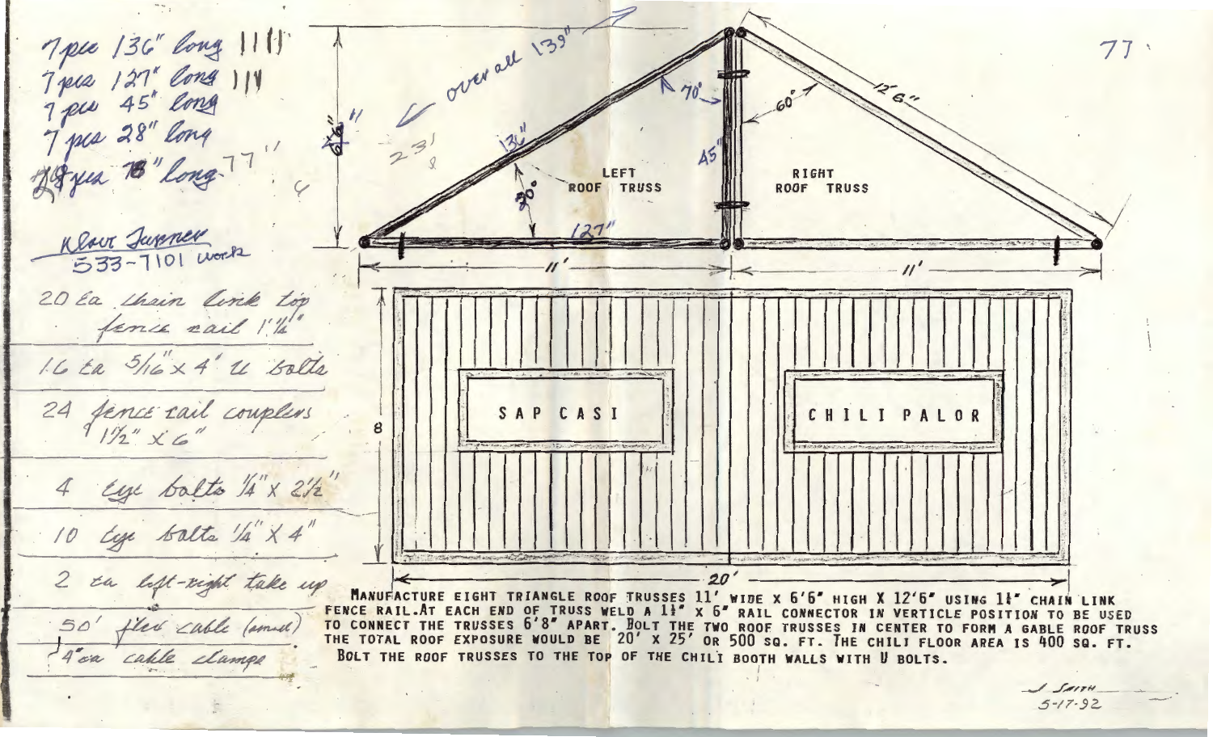7 pcs 136" long ||||
7 pcs 127" long |||
7 pcs 45" long
7 pcs 28" long
28 pcs 18" long 77"

Klaus Turner
533-7101 work

20 ea chain link top fence rail 1 1/4"

16 ea 5/16" x 4" U bolts

24 fence rail couplers 1 1/2" x 6"

4 eye bolts 1/4" x 2 1/2"

10 eye bolts 1/4" X 4"

2 ea left-right take up

50' flex cable (small)

4 ea cable clamps

overall 139"

136"

70°

60°

12'6"

45"

30°

LEFT ROOF TRUSS

RIGHT ROOF TRUSS

127"

11'

11'

SAP CASI

CHILI PALOR

8

20'

MANUFACTURE EIGHT TRIANGLE ROOF TRUSSES 11' WIDE X 6'6" HIGH X 12'6" USING 1 1/4" CHAIN LINK FENCE RAIL. AT EACH END OF TRUSS WELD A 1 1/2" X 6" RAIL CONNECTOR IN VERTICLE POSITION TO BE USED TO CONNECT THE TRUSSES 6'8" APART. BOLT THE TWO ROOF TRUSSES IN CENTER TO FORM A GABLE ROOF TRUSS THE TOTAL ROOF EXPOSURE WOULD BE 20' x 25' OR 500 SQ. FT. THE CHILI FLOOR AREA IS 400 SQ. FT. BOLT THE ROOF TRUSSES TO THE TOP OF THE CHILI BOOTH WALLS WITH U BOLTS.

J. Smith
5-17-92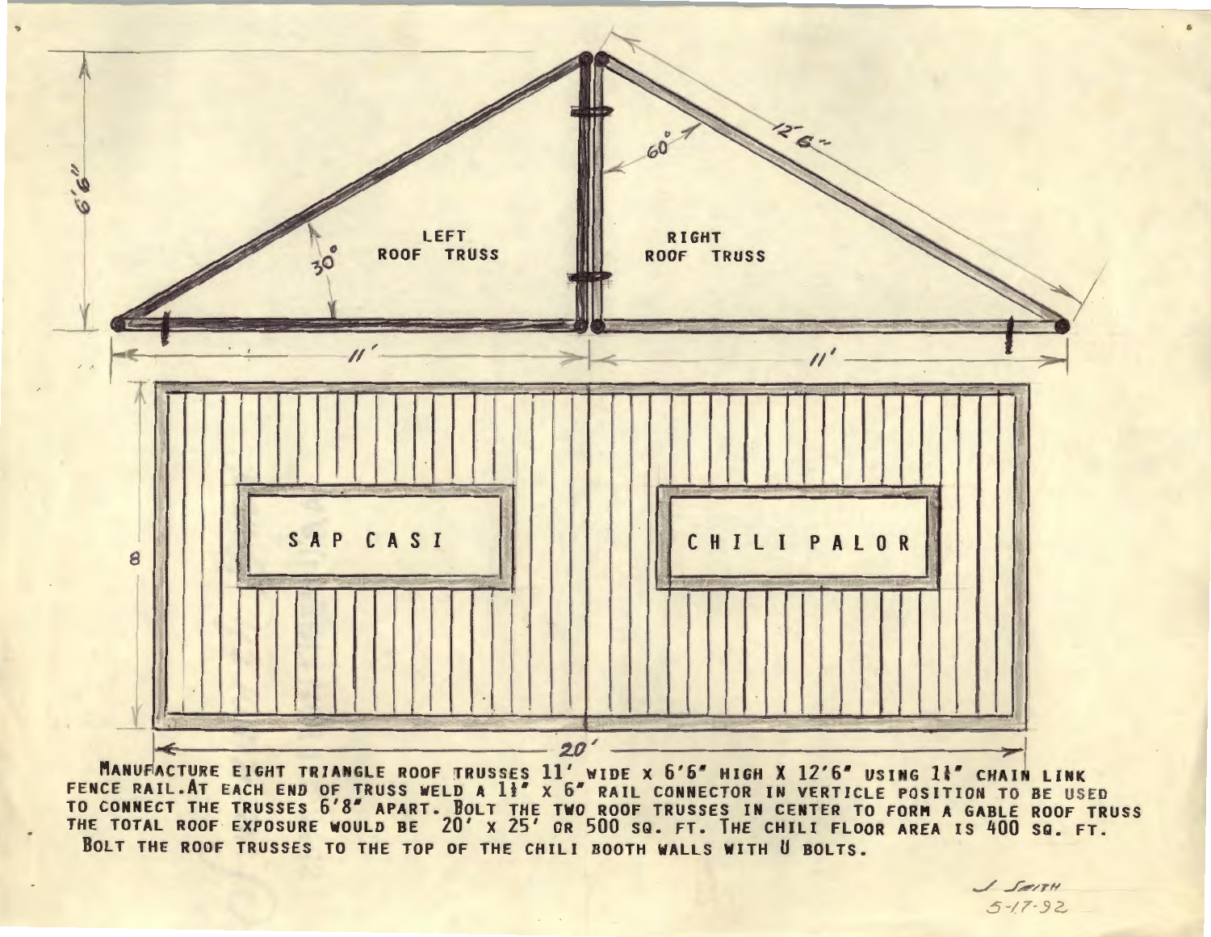6'6"

60°

12'6"

LEFT ROOF TRUSS

30°

RIGHT ROOF TRUSS

11'

11'

8

SAP CASI

CHILI PALOR

20'

MANUFACTURE EIGHT TRIANGLE ROOF TRUSSES 11' WIDE x 6'6" HIGH X 12'6" USING 1¼" CHAIN LINK FENCE RAIL. AT EACH END OF TRUSS WELD A 1½" x 6" RAIL CONNECTOR IN VERTICLE POSITION TO BE USED TO CONNECT THE TRUSSES 6'8" APART. BOLT THE TWO ROOF TRUSSES IN CENTER TO FORM A GABLE ROOF TRUSS THE TOTAL ROOF EXPOSURE WOULD BE 20' x 25' OR 500 SQ. FT. THE CHILI FLOOR AREA IS 400 SQ. FT.
BOLT THE ROOF TRUSSES TO THE TOP OF THE CHILI BOOTH WALLS WITH U BOLTS.

J. SMITH
5-17-92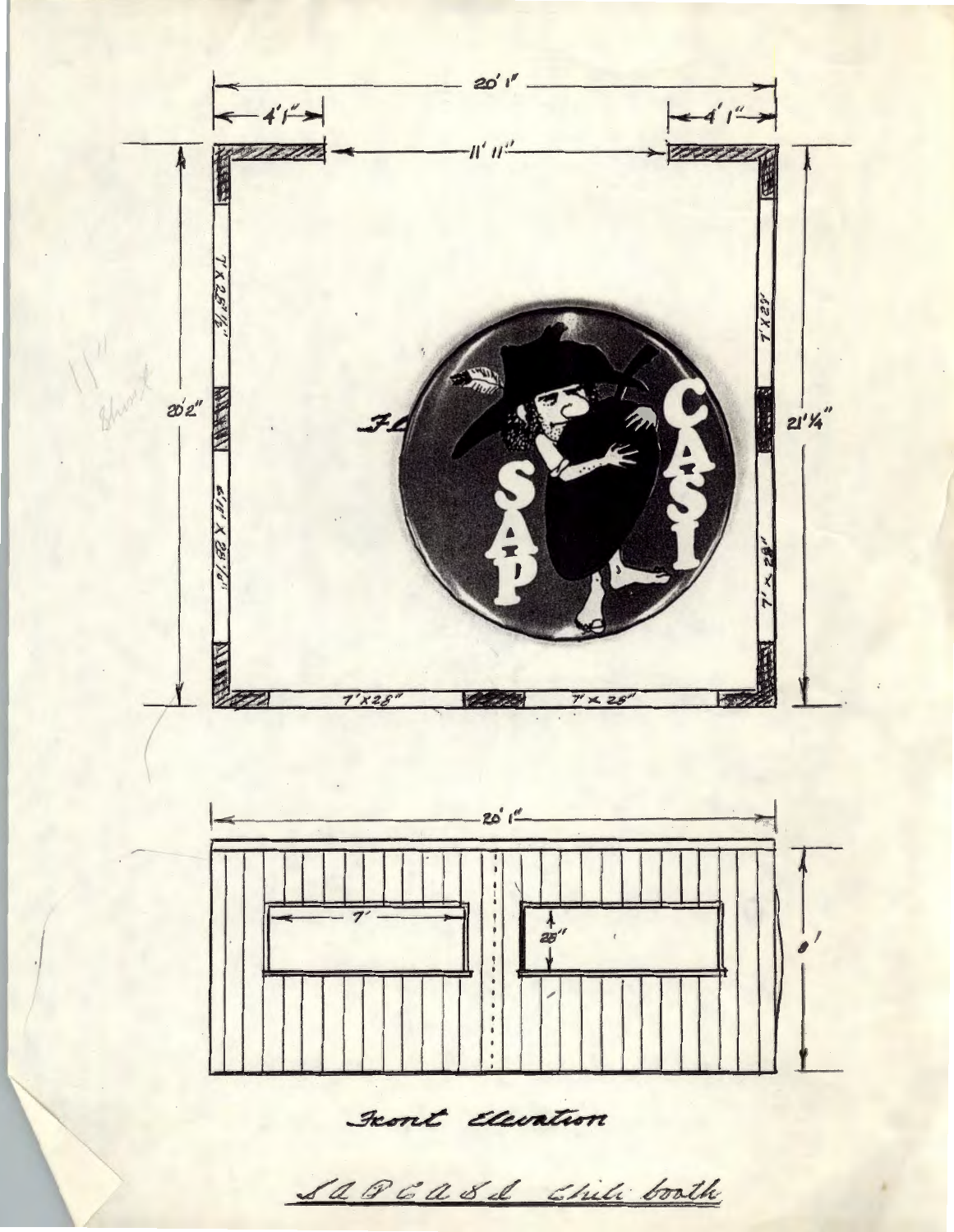20' 1"

4' 1"

4' 1"

11' 11"

20' 2"

21' 1/4"

7' X 25 1/2"

6' 11" X 25 1/2"

7' X 28"

7' X 28"

7' X 28"

7' x 28"

11" Short

SAP CASI

20' 1"

7'

28"

8'

Front Elevation

SAPCASI Chili booth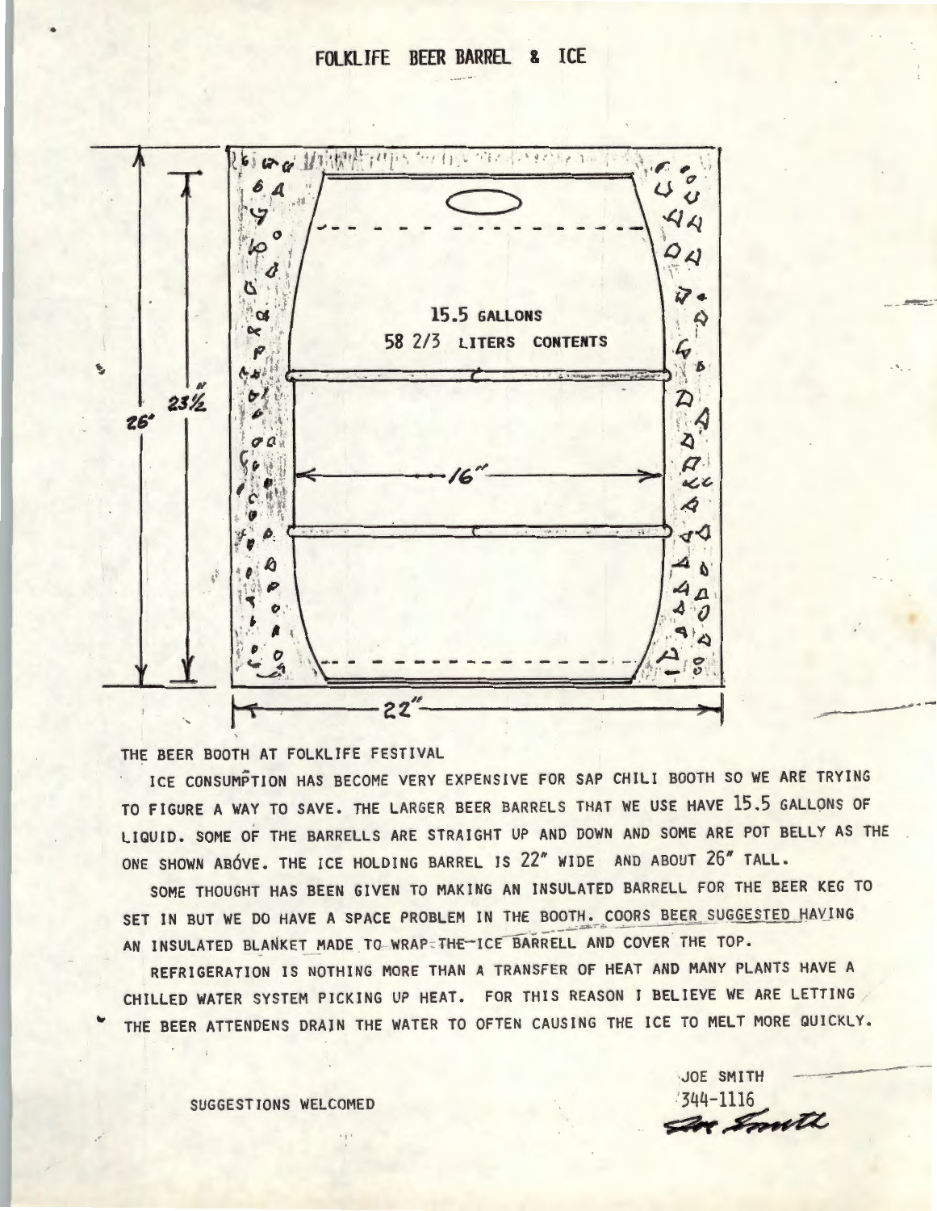# FOLKLIFE BEER BARREL & ICE

15.5 GALLONS

58 2/3 LITERS CONTENTS

26"  23½"  16"  22"

THE BEER BOOTH AT FOLKLIFE FESTIVAL

ICE CONSUMPTION HAS BECOME VERY EXPENSIVE FOR SAP CHILI BOOTH SO WE ARE TRYING TO FIGURE A WAY TO SAVE. THE LARGER BEER BARRELS THAT WE USE HAVE 15.5 GALLONS OF LIQUID. SOME OF THE BARRELLS ARE STRAIGHT UP AND DOWN AND SOME ARE POT BELLY AS THE ONE SHOWN ABÓVE. THE ICE HOLDING BARREL IS 22" WIDE AND ABOUT 26" TALL.

SOME THOUGHT HAS BEEN GIVEN TO MAKING AN INSULATED BARRELL FOR THE BEER KEG TO SET IN BUT WE DO HAVE A SPACE PROBLEM IN THE BOOTH. COORS BEER SUGGESTED HAVING AN INSULATED BLANKET MADE TO WRAP THE ICE BARRELL AND COVER THE TOP.

REFRIGERATION IS NOTHING MORE THAN A TRANSFER OF HEAT AND MANY PLANTS HAVE A CHILLED WATER SYSTEM PICKING UP HEAT. FOR THIS REASON I BELIEVE WE ARE LETTING THE BEER ATTENDENS DRAIN THE WATER TO OFTEN CAUSING THE ICE TO MELT MORE QUICKLY.

SUGGESTIONS WELCOMED

JOE SMITH
344-1116
Joe Smith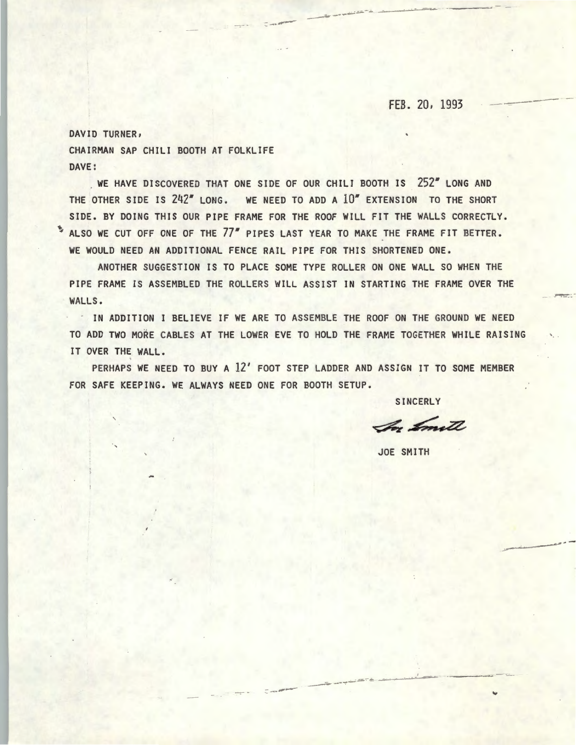FEB. 20, 1993

DAVID TURNER,

CHAIRMAN SAP CHILI BOOTH AT FOLKLIFE

DAVE:

WE HAVE DISCOVERED THAT ONE SIDE OF OUR CHILI BOOTH IS 252" LONG AND THE OTHER SIDE IS 242" LONG. WE NEED TO ADD A 10" EXTENSION TO THE SHORT SIDE. BY DOING THIS OUR PIPE FRAME FOR THE ROOF WILL FIT THE WALLS CORRECTLY. ALSO WE CUT OFF ONE OF THE 77" PIPES LAST YEAR TO MAKE THE FRAME FIT BETTER. WE WOULD NEED AN ADDITIONAL FENCE RAIL PIPE FOR THIS SHORTENED ONE.

ANOTHER SUGGESTION IS TO PLACE SOME TYPE ROLLER ON ONE WALL SO WHEN THE PIPE FRAME IS ASSEMBLED THE ROLLERS WILL ASSIST IN STARTING THE FRAME OVER THE WALLS.

IN ADDITION I BELIEVE IF WE ARE TO ASSEMBLE THE ROOF ON THE GROUND WE NEED TO ADD TWO MORE CABLES AT THE LOWER EVE TO HOLD THE FRAME TOGETHER WHILE RAISING IT OVER THE WALL.

PERHAPS WE NEED TO BUY A 12' FOOT STEP LADDER AND ASSIGN IT TO SOME MEMBER FOR SAFE KEEPING. WE ALWAYS NEED ONE FOR BOOTH SETUP.

SINCERLY

Joe Smith

JOE SMITH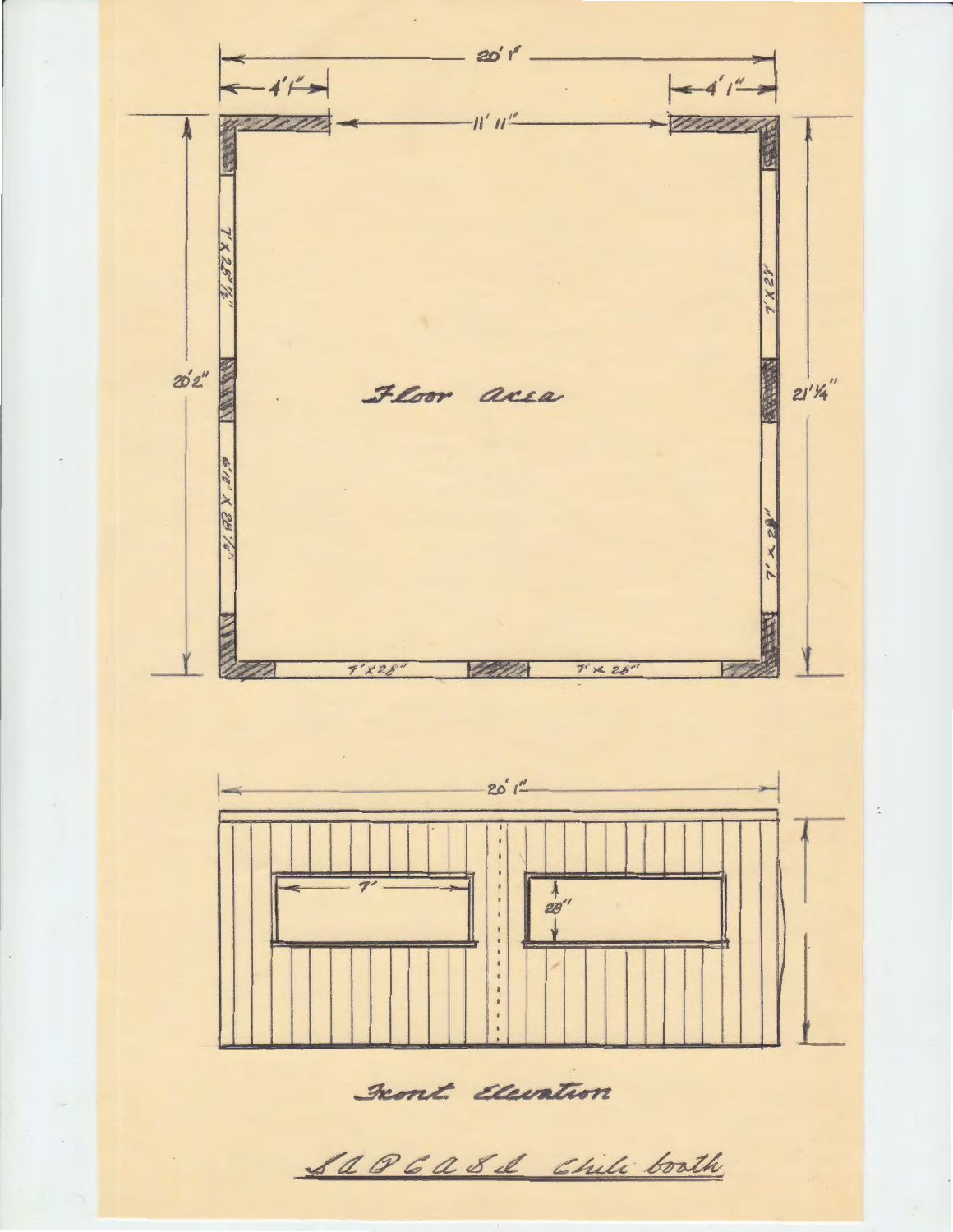20' 1"

4' 1"

4' 1"

11' 11"

20' 2"

21' 1/4"

7' X 25 1/2"

6'10" X 28 1/2"

7' X 29"

7' X 28"

7' X 28"

7' X 28"

Floor Area

20' 1"

7'

28"

Front Elevation

SAPGASA Chili booth